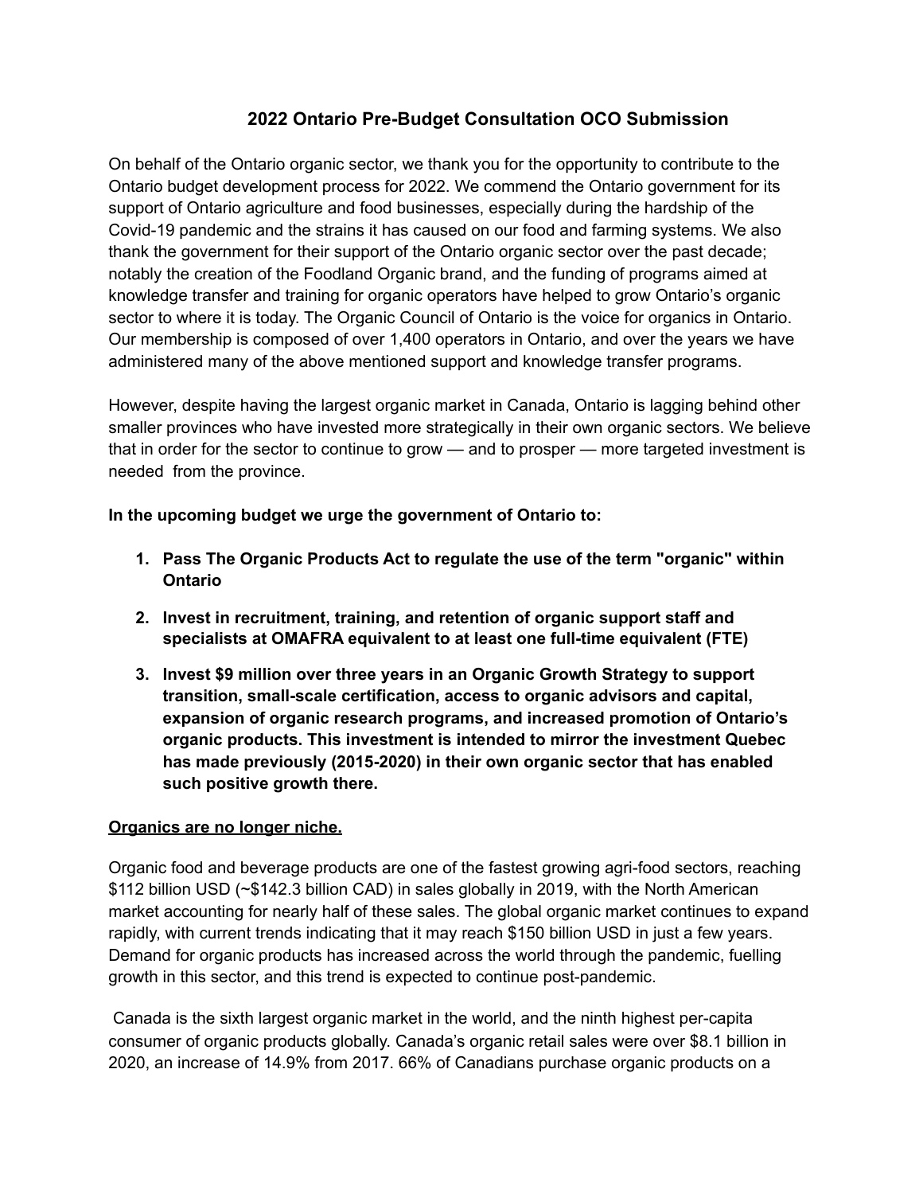# 2022 Ontario Pre-Budget Consultation OCO Submission

On behalf of the Ontario organic sector, we thank you for the opportunity to contribute to the Ontario budget development process for 2022. We commend the Ontario government for its support of Ontario agriculture and food businesses, especially during the hardship of the Covid-19 pandemic and the strains it has caused on our food and farming systems. We also thank the government for their support of the Ontario organic sector over the past decade; notably the creation of the Foodland Organic brand, and the funding of programs aimed at knowledge transfer and training for organic operators have helped to grow Ontario's organic sector to where it is today. The Organic Council of Ontario is the voice for organics in Ontario. Our membership is composed of over 1,400 operators in Ontario, and over the years we have administered many of the above mentioned support and knowledge transfer programs.

However, despite having the largest organic market in Canada, Ontario is lagging behind other smaller provinces who have invested more strategically in their own organic sectors. We believe that in order for the sector to continue to grow — and to prosper — more targeted investment is needed from the province.

**In the upcoming budget we urge the government of Ontario to:**

1. **Pass The Organic Products Act to regulate the use of the term "organic" within Ontario**
2. **Invest in recruitment, training, and retention of organic support staff and specialists at OMAFRA equivalent to at least one full-time equivalent (FTE)**
3. **Invest $9 million over three years in an Organic Growth Strategy to support transition, small-scale certification, access to organic advisors and capital, expansion of organic research programs, and increased promotion of Ontario's organic products. This investment is intended to mirror the investment Quebec has made previously (2015-2020) in their own organic sector that has enabled such positive growth there.**

**<u>Organics are no longer niche.</u>**

Organic food and beverage products are one of the fastest growing agri-food sectors, reaching $112 billion USD (~$142.3 billion CAD) in sales globally in 2019, with the North American market accounting for nearly half of these sales. The global organic market continues to expand rapidly, with current trends indicating that it may reach $150 billion USD in just a few years. Demand for organic products has increased across the world through the pandemic, fuelling growth in this sector, and this trend is expected to continue post-pandemic.

Canada is the sixth largest organic market in the world, and the ninth highest per-capita consumer of organic products globally. Canada's organic retail sales were over $8.1 billion in 2020, an increase of 14.9% from 2017. 66% of Canadians purchase organic products on a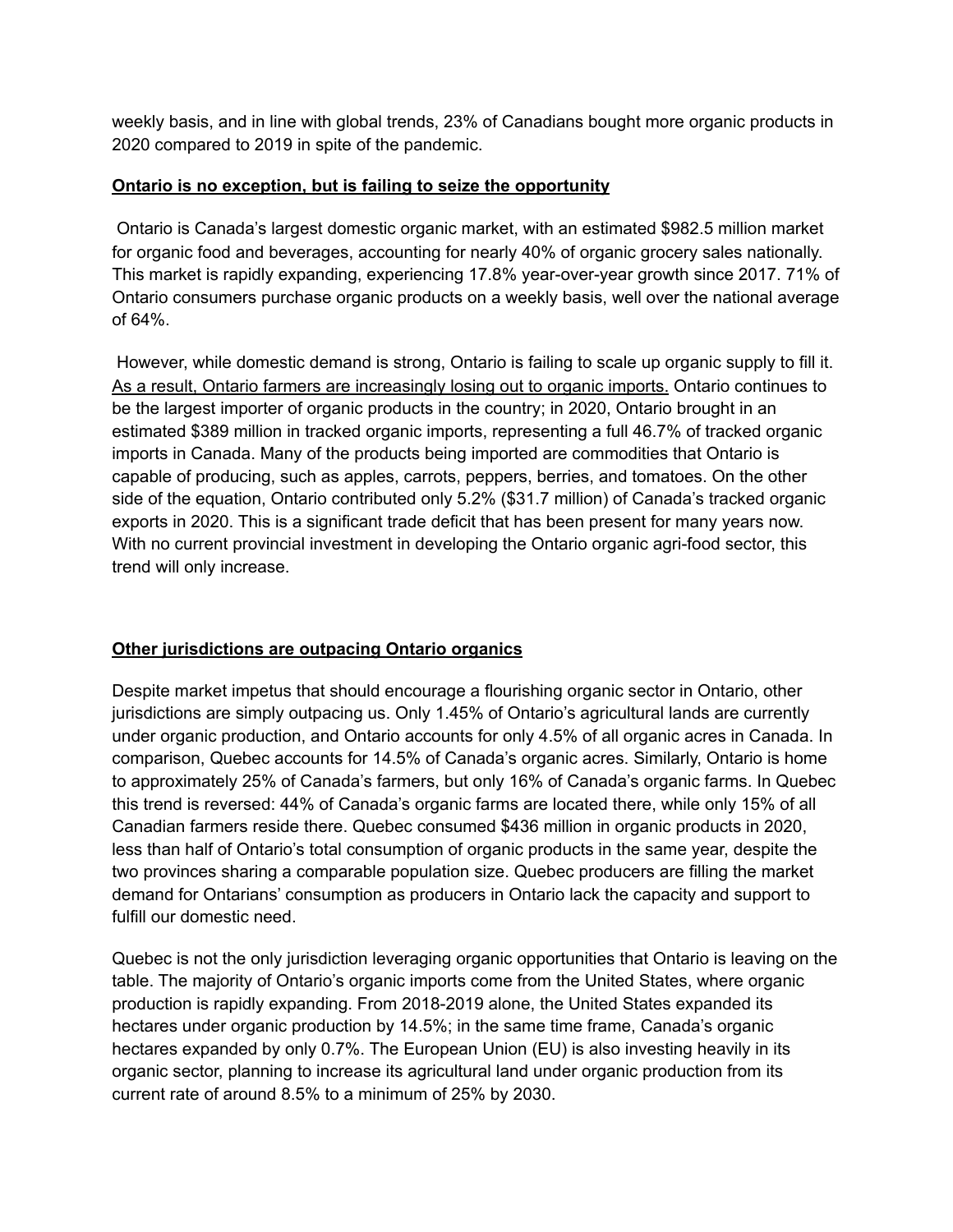weekly basis, and in line with global trends, 23% of Canadians bought more organic products in 2020 compared to 2019 in spite of the pandemic.

**<u>Ontario is no exception, but is failing to seize the opportunity</u>**

Ontario is Canada's largest domestic organic market, with an estimated $982.5 million market for organic food and beverages, accounting for nearly 40% of organic grocery sales nationally. This market is rapidly expanding, experiencing 17.8% year-over-year growth since 2017. 71% of Ontario consumers purchase organic products on a weekly basis, well over the national average of 64%.

However, while domestic demand is strong, Ontario is failing to scale up organic supply to fill it. <u>As a result, Ontario farmers are increasingly losing out to organic imports.</u> Ontario continues to be the largest importer of organic products in the country; in 2020, Ontario brought in an estimated $389 million in tracked organic imports, representing a full 46.7% of tracked organic imports in Canada. Many of the products being imported are commodities that Ontario is capable of producing, such as apples, carrots, peppers, berries, and tomatoes. On the other side of the equation, Ontario contributed only 5.2% ($31.7 million) of Canada's tracked organic exports in 2020. This is a significant trade deficit that has been present for many years now. With no current provincial investment in developing the Ontario organic agri-food sector, this trend will only increase.

**<u>Other jurisdictions are outpacing Ontario organics</u>**

Despite market impetus that should encourage a flourishing organic sector in Ontario, other jurisdictions are simply outpacing us. Only 1.45% of Ontario's agricultural lands are currently under organic production, and Ontario accounts for only 4.5% of all organic acres in Canada. In comparison, Quebec accounts for 14.5% of Canada's organic acres. Similarly, Ontario is home to approximately 25% of Canada's farmers, but only 16% of Canada's organic farms. In Quebec this trend is reversed: 44% of Canada's organic farms are located there, while only 15% of all Canadian farmers reside there. Quebec consumed $436 million in organic products in 2020, less than half of Ontario's total consumption of organic products in the same year, despite the two provinces sharing a comparable population size. Quebec producers are filling the market demand for Ontarians' consumption as producers in Ontario lack the capacity and support to fulfill our domestic need.

Quebec is not the only jurisdiction leveraging organic opportunities that Ontario is leaving on the table. The majority of Ontario's organic imports come from the United States, where organic production is rapidly expanding. From 2018-2019 alone, the United States expanded its hectares under organic production by 14.5%; in the same time frame, Canada's organic hectares expanded by only 0.7%. The European Union (EU) is also investing heavily in its organic sector, planning to increase its agricultural land under organic production from its current rate of around 8.5% to a minimum of 25% by 2030.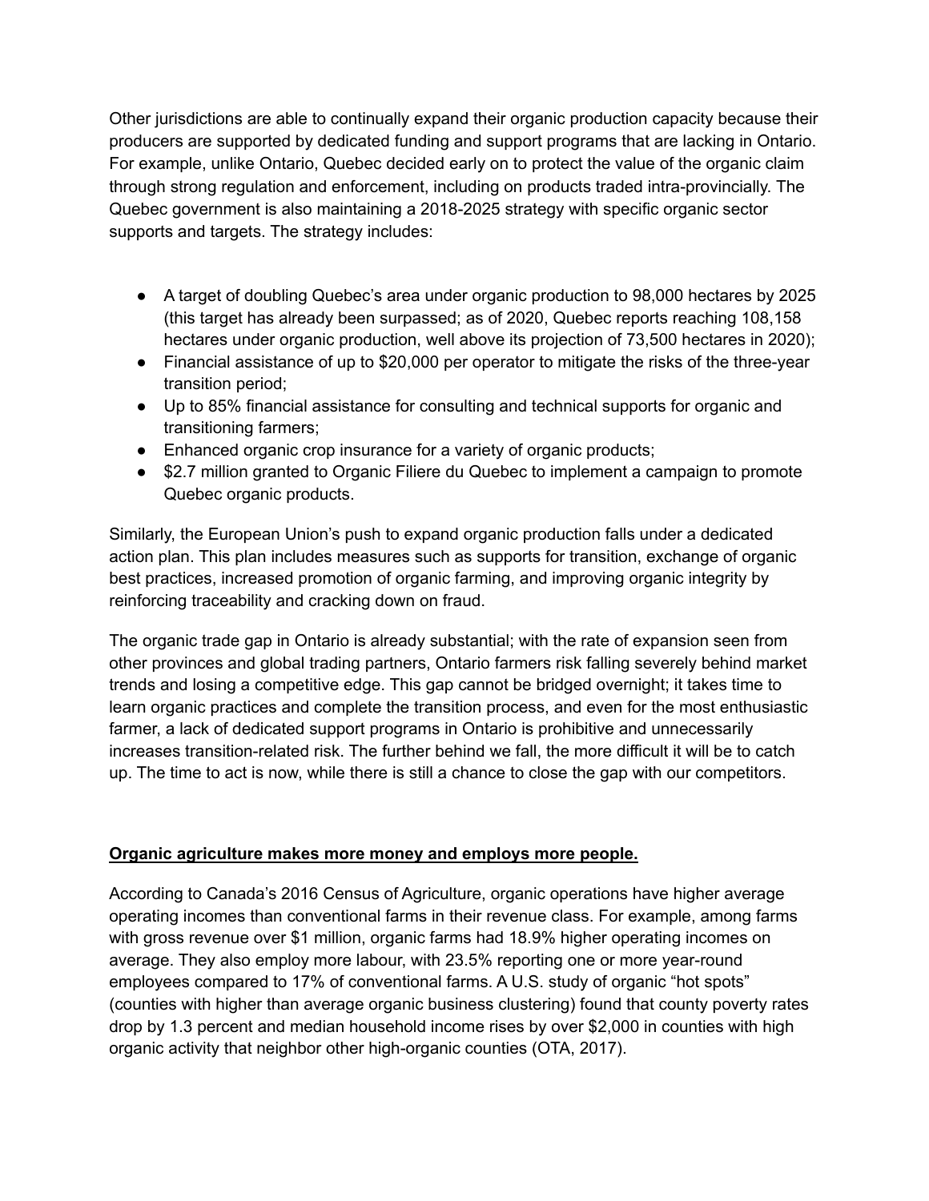Other jurisdictions are able to continually expand their organic production capacity because their producers are supported by dedicated funding and support programs that are lacking in Ontario. For example, unlike Ontario, Quebec decided early on to protect the value of the organic claim through strong regulation and enforcement, including on products traded intra-provincially. The Quebec government is also maintaining a 2018-2025 strategy with specific organic sector supports and targets. The strategy includes:

- A target of doubling Quebec's area under organic production to 98,000 hectares by 2025 (this target has already been surpassed; as of 2020, Quebec reports reaching 108,158 hectares under organic production, well above its projection of 73,500 hectares in 2020);
- Financial assistance of up to $20,000 per operator to mitigate the risks of the three-year transition period;
- Up to 85% financial assistance for consulting and technical supports for organic and transitioning farmers;
- Enhanced organic crop insurance for a variety of organic products;
- $2.7 million granted to Organic Filiere du Quebec to implement a campaign to promote Quebec organic products.

Similarly, the European Union's push to expand organic production falls under a dedicated action plan. This plan includes measures such as supports for transition, exchange of organic best practices, increased promotion of organic farming, and improving organic integrity by reinforcing traceability and cracking down on fraud.

The organic trade gap in Ontario is already substantial; with the rate of expansion seen from other provinces and global trading partners, Ontario farmers risk falling severely behind market trends and losing a competitive edge. This gap cannot be bridged overnight; it takes time to learn organic practices and complete the transition process, and even for the most enthusiastic farmer, a lack of dedicated support programs in Ontario is prohibitive and unnecessarily increases transition-related risk. The further behind we fall, the more difficult it will be to catch up. The time to act is now, while there is still a chance to close the gap with our competitors.

**Organic agriculture makes more money and employs more people.**

According to Canada's 2016 Census of Agriculture, organic operations have higher average operating incomes than conventional farms in their revenue class. For example, among farms with gross revenue over $1 million, organic farms had 18.9% higher operating incomes on average. They also employ more labour, with 23.5% reporting one or more year-round employees compared to 17% of conventional farms. A U.S. study of organic "hot spots" (counties with higher than average organic business clustering) found that county poverty rates drop by 1.3 percent and median household income rises by over $2,000 in counties with high organic activity that neighbor other high-organic counties (OTA, 2017).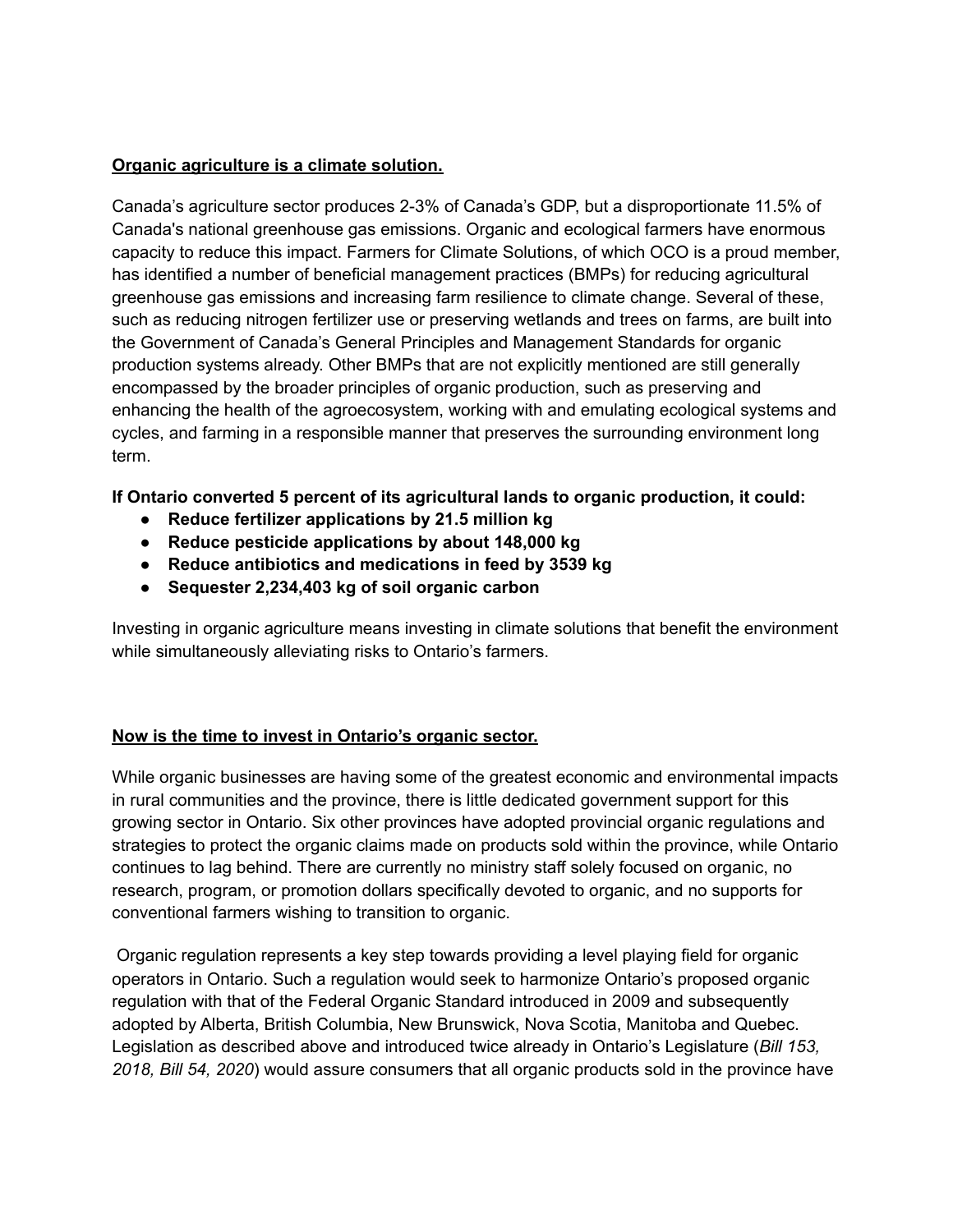## **Organic agriculture is a climate solution.**

Canada's agriculture sector produces 2-3% of Canada's GDP, but a disproportionate 11.5% of Canada's national greenhouse gas emissions. Organic and ecological farmers have enormous capacity to reduce this impact. Farmers for Climate Solutions, of which OCO is a proud member, has identified a number of beneficial management practices (BMPs) for reducing agricultural greenhouse gas emissions and increasing farm resilience to climate change. Several of these, such as reducing nitrogen fertilizer use or preserving wetlands and trees on farms, are built into the Government of Canada's General Principles and Management Standards for organic production systems already. Other BMPs that are not explicitly mentioned are still generally encompassed by the broader principles of organic production, such as preserving and enhancing the health of the agroecosystem, working with and emulating ecological systems and cycles, and farming in a responsible manner that preserves the surrounding environment long term.

**If Ontario converted 5 percent of its agricultural lands to organic production, it could:**

- **Reduce fertilizer applications by 21.5 million kg**
- **Reduce pesticide applications by about 148,000 kg**
- **Reduce antibiotics and medications in feed by 3539 kg**
- **Sequester 2,234,403 kg of soil organic carbon**

Investing in organic agriculture means investing in climate solutions that benefit the environment while simultaneously alleviating risks to Ontario's farmers.

## **Now is the time to invest in Ontario's organic sector.**

While organic businesses are having some of the greatest economic and environmental impacts in rural communities and the province, there is little dedicated government support for this growing sector in Ontario. Six other provinces have adopted provincial organic regulations and strategies to protect the organic claims made on products sold within the province, while Ontario continues to lag behind. There are currently no ministry staff solely focused on organic, no research, program, or promotion dollars specifically devoted to organic, and no supports for conventional farmers wishing to transition to organic.

Organic regulation represents a key step towards providing a level playing field for organic operators in Ontario. Such a regulation would seek to harmonize Ontario's proposed organic regulation with that of the Federal Organic Standard introduced in 2009 and subsequently adopted by Alberta, British Columbia, New Brunswick, Nova Scotia, Manitoba and Quebec. Legislation as described above and introduced twice already in Ontario's Legislature (*Bill 153, 2018, Bill 54, 2020*) would assure consumers that all organic products sold in the province have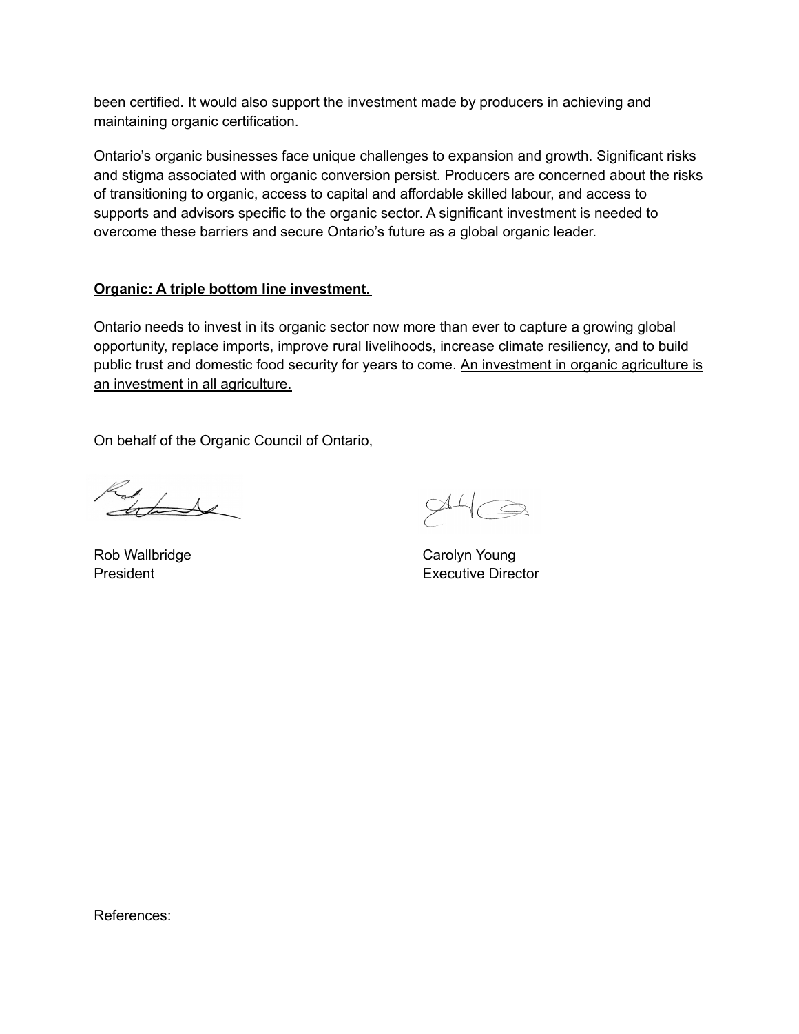been certified. It would also support the investment made by producers in achieving and maintaining organic certification.

Ontario's organic businesses face unique challenges to expansion and growth. Significant risks and stigma associated with organic conversion persist. Producers are concerned about the risks of transitioning to organic, access to capital and affordable skilled labour, and access to supports and advisors specific to the organic sector. A significant investment is needed to overcome these barriers and secure Ontario's future as a global organic leader.

**<u>Organic: A triple bottom line investment.</u>**

Ontario needs to invest in its organic sector now more than ever to capture a growing global opportunity, replace imports, improve rural livelihoods, increase climate resiliency, and to build public trust and domestic food security for years to come. <u>An investment in organic agriculture is an investment in all agriculture.</u>

On behalf of the Organic Council of Ontario,

Rob Wallbridge
President

Carolyn Young
Executive Director

References: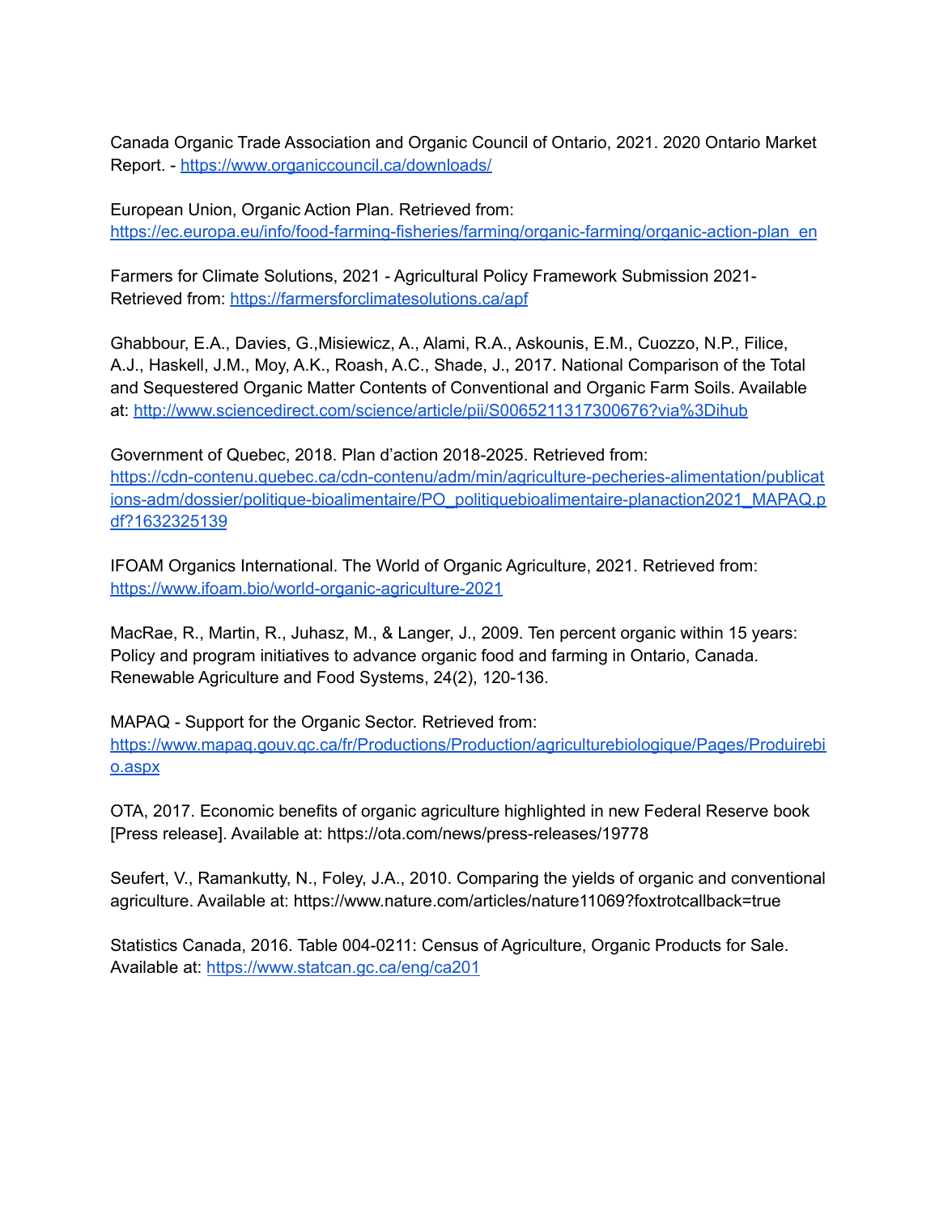Canada Organic Trade Association and Organic Council of Ontario, 2021. 2020 Ontario Market Report. - https://www.organiccouncil.ca/downloads/

European Union, Organic Action Plan. Retrieved from: https://ec.europa.eu/info/food-farming-fisheries/farming/organic-farming/organic-action-plan_en

Farmers for Climate Solutions, 2021 - Agricultural Policy Framework Submission 2021- Retrieved from: https://farmersforclimatesolutions.ca/apf

Ghabbour, E.A., Davies, G.,Misiewicz, A., Alami, R.A., Askounis, E.M., Cuozzo, N.P., Filice, A.J., Haskell, J.M., Moy, A.K., Roash, A.C., Shade, J., 2017. National Comparison of the Total and Sequestered Organic Matter Contents of Conventional and Organic Farm Soils. Available at: http://www.sciencedirect.com/science/article/pii/S0065211317300676?via%3Dihub

Government of Quebec, 2018. Plan d'action 2018-2025. Retrieved from: https://cdn-contenu.quebec.ca/cdn-contenu/adm/min/agriculture-pecheries-alimentation/publications-adm/dossier/politique-bioalimentaire/PO_politiquebioalimentaire-planaction2021_MAPAQ.pdf?1632325139

IFOAM Organics International. The World of Organic Agriculture, 2021. Retrieved from: https://www.ifoam.bio/world-organic-agriculture-2021

MacRae, R., Martin, R., Juhasz, M., & Langer, J., 2009. Ten percent organic within 15 years: Policy and program initiatives to advance organic food and farming in Ontario, Canada. Renewable Agriculture and Food Systems, 24(2), 120-136.

MAPAQ - Support for the Organic Sector. Retrieved from: https://www.mapaq.gouv.qc.ca/fr/Productions/Production/agriculturebiologique/Pages/Produirebio.aspx

OTA, 2017. Economic benefits of organic agriculture highlighted in new Federal Reserve book [Press release]. Available at: https://ota.com/news/press-releases/19778

Seufert, V., Ramankutty, N., Foley, J.A., 2010. Comparing the yields of organic and conventional agriculture. Available at: https://www.nature.com/articles/nature11069?foxtrotcallback=true

Statistics Canada, 2016. Table 004-0211: Census of Agriculture, Organic Products for Sale. Available at: https://www.statcan.gc.ca/eng/ca201